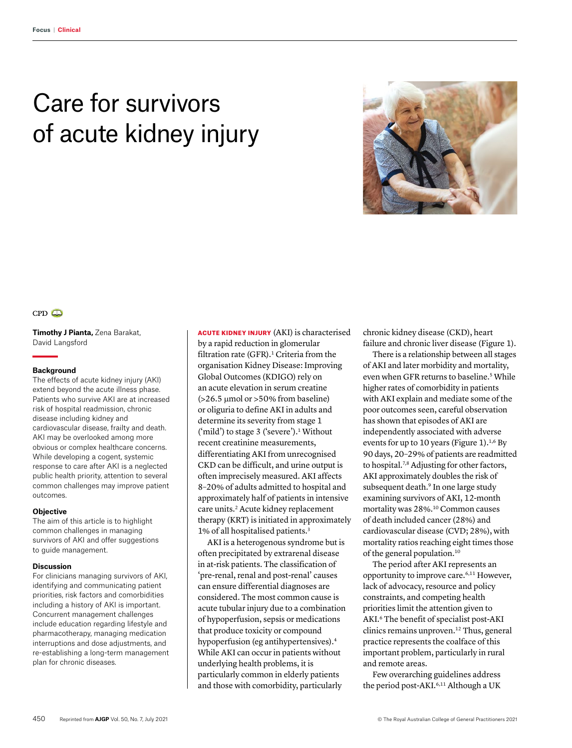# Care for survivors of acute kidney injury

CPD

**Timothy J Pianta,** Zena Barakat, David Langsford

### Background

The effects of acute kidney injury (AKI) extend beyond the acute illness phase. Patients who survive AKI are at increased risk of hospital readmission, chronic disease including kidney and cardiovascular disease, frailty and death. AKI may be overlooked among more obvious or complex healthcare concerns. While developing a cogent, systemic response to care after AKI is a neglected public health priority, attention to several common challenges may improve patient outcomes.

### Objective

The aim of this article is to highlight common challenges in managing survivors of AKI and offer suggestions to guide management.

### Discussion

For clinicians managing survivors of AKI, identifying and communicating patient priorities, risk factors and comorbidities including a history of AKI is important. Concurrent management challenges include education regarding lifestyle and pharmacotherapy, managing medication interruptions and dose adjustments, and re-establishing a long-term management plan for chronic diseases.

**ACUTE KIDNEY INJURY** (AKI) is characterised by a rapid reduction in glomerular filtration rate (GFR).[1] Criteria from the organisation Kidney Disease: Improving Global Outcomes (KDIGO) rely on an acute elevation in serum creatine (>26.5 μmol or >50% from baseline) or oliguria to define AKI in adults and determine its severity from stage 1 ('mild') to stage 3 ('severe').[1] Without recent creatinine measurements, differentiating AKI from unrecognised CKD can be difficult, and urine output is often imprecisely measured. AKI affects 8–20% of adults admitted to hospital and approximately half of patients in intensive care units.[2] Acute kidney replacement therapy (KRT) is initiated in approximately 1% of all hospitalised patients.[3]

AKI is a heterogenous syndrome but is often precipitated by extrarenal disease in at-risk patients. The classification of 'pre-renal, renal and post-renal' causes can ensure differential diagnoses are considered. The most common cause is acute tubular injury due to a combination of hypoperfusion, sepsis or medications that produce toxicity or compound hypoperfusion (eg antihypertensives).[4] While AKI can occur in patients without underlying health problems, it is particularly common in elderly patients and those with comorbidity, particularly chronic kidney disease (CKD), heart failure and chronic liver disease (Figure 1).

There is a relationship between all stages of AKI and later morbidity and mortality, even when GFR returns to baseline.[5] While higher rates of comorbidity in patients with AKI explain and mediate some of the poor outcomes seen, careful observation has shown that episodes of AKI are independently associated with adverse events for up to 10 years (Figure 1).[1,6] By 90 days, 20–29% of patients are readmitted to hospital.[7,8] Adjusting for other factors, AKI approximately doubles the risk of subsequent death.[9] In one large study examining survivors of AKI, 12-month mortality was 28%.[10] Common causes of death included cancer (28%) and cardiovascular disease (CVD; 28%), with mortality ratios reaching eight times those of the general population.[10]

The period after AKI represents an opportunity to improve care.[6,11] However, lack of advocacy, resource and policy constraints, and competing health priorities limit the attention given to AKI.[6] The benefit of specialist post-AKI clinics remains unproven.[12] Thus, general practice represents the coalface of this important problem, particularly in rural and remote areas.

Few overarching guidelines address the period post-AKI.[6,11] Although a UK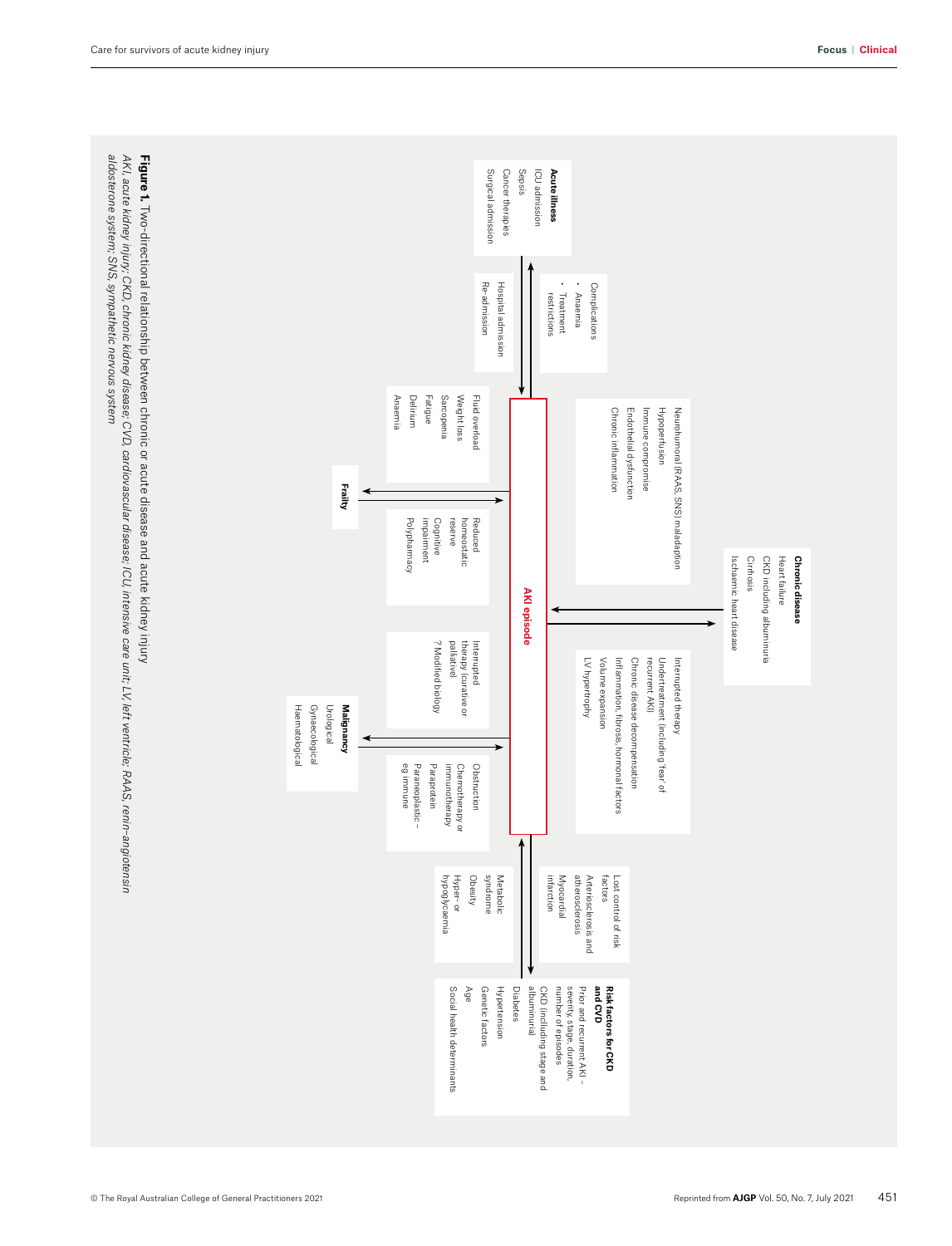**Acute illness**
ICU admission
Sepsis
Cancer therapies
Surgical admission

Complications
- Anaemia
- Treatment restrictions

Hospital admission
Re-admission

Neurohumoral (RAAS, SNS) maladaption
Hypoperfusion
Immune compromise
Endothelial dysfunction
Chronic inflammation

**Chronic disease**
Heart failure
CKD including albuminuria
Cirrhosis
Ischaemic heart disease

Interrupted therapy
Undertreatment (including 'fear of recurrent AKI)
Chronic disease decompensation
Inflammation, fibrosis, hormonal factors
Volume expansion
LV hypertrophy

Fluid overload
Weight loss
Sarcopenia
Fatigue
Delirium
Anaemia

**Frailty**

Reduced homeostatic reserve
Cognitive impairment
Polypharmacy

**AKI episode**

Interrupted therapy (curative or palliative)
? Modified biology

**Malignancy**
Urological
Gynaecological
Haematological

Obstruction
Chemotherapy or immunotherapy
Paraprotein
Paraneoplastic – eg immune

Lost control of risk factors
Arteriosclerosis and atherosclerosis
Myocardial infarction

Metabolic syndrome
Obesity
Hyper- or hypoglycaemia

**Risk factors for CKD and CVD**
Prior and recurrent AKI – severity, stage, duration, number of episodes
CKD (including stage and albuminuria)
Diabetes
Hypertension
Genetic factors
Age
Social health determinants

**Figure 1.** Two-directional relationship between chronic or acute disease and acute kidney injury

*AKI, acute kidney injury; CKD, chronic kidney disease; CVD, cardiovascular disease; ICU, intensive care unit; LV, left ventricle; RAAS, renin–angiotensin aldosterone system; SNS, sympathetic nervous system*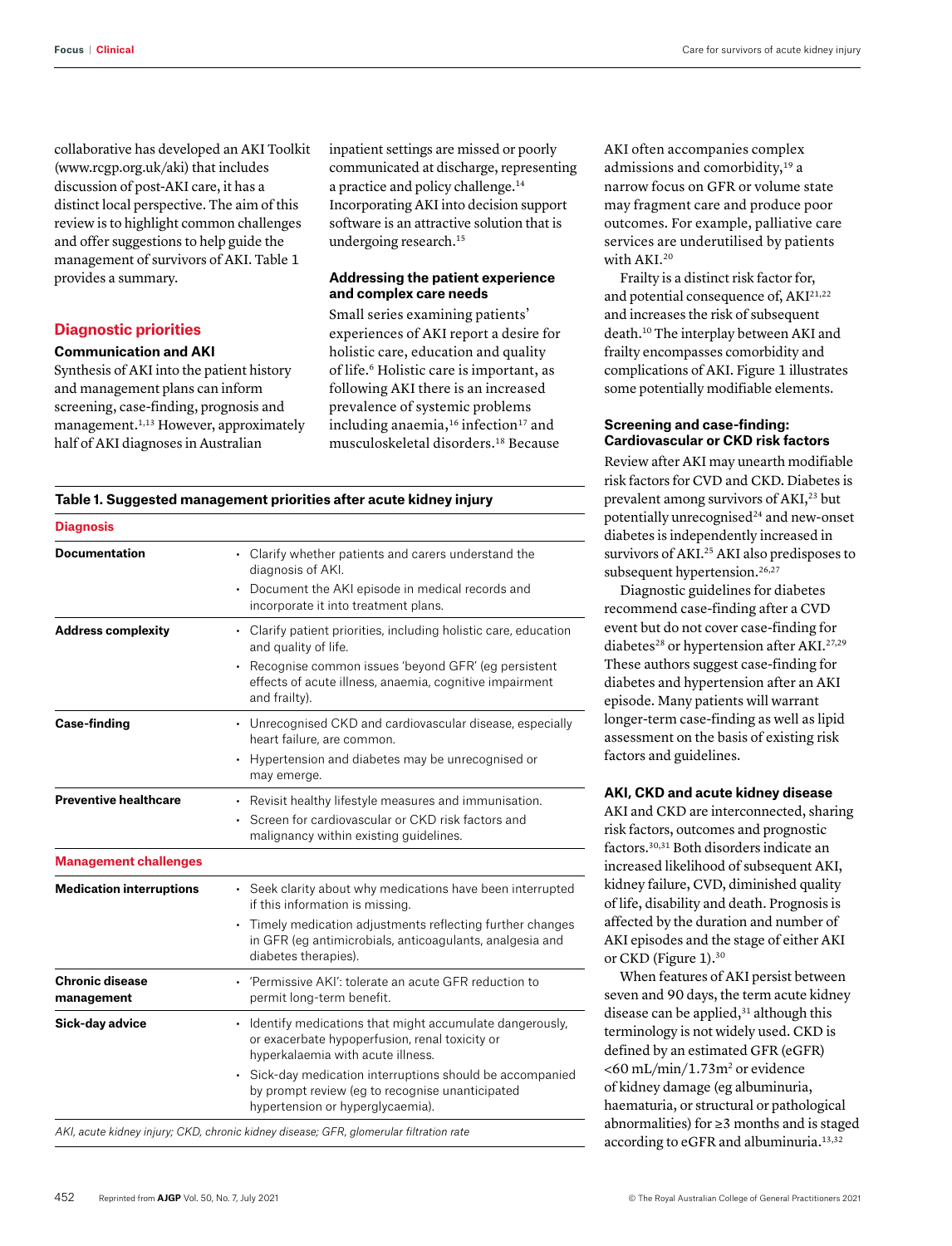collaborative has developed an AKI Toolkit (www.rcgp.org.uk/aki) that includes discussion of post-AKI care, it has a distinct local perspective. The aim of this review is to highlight common challenges and offer suggestions to help guide the management of survivors of AKI. Table 1 provides a summary.

## Diagnostic priorities

### Communication and AKI

Synthesis of AKI into the patient history and management plans can inform screening, case-finding, prognosis and management.[1,13] However, approximately half of AKI diagnoses in Australian inpatient settings are missed or poorly communicated at discharge, representing a practice and policy challenge.[14] Incorporating AKI into decision support software is an attractive solution that is undergoing research.[15]

### Addressing the patient experience and complex care needs

Small series examining patients' experiences of AKI report a desire for holistic care, education and quality of life.[6] Holistic care is important, as following AKI there is an increased prevalence of systemic problems including anaemia,[16] infection[17] and musculoskeletal disorders.[18] Because AKI often accompanies complex admissions and comorbidity,[19] a narrow focus on GFR or volume state may fragment care and produce poor outcomes. For example, palliative care services are underutilised by patients with AKI.[20]

Frailty is a distinct risk factor for, and potential consequence of, AKI[21,22] and increases the risk of subsequent death.[10] The interplay between AKI and frailty encompasses comorbidity and complications of AKI. Figure 1 illustrates some potentially modifiable elements.

**Table 1. Suggested management priorities after acute kidney injury**

| | |
|---|---|
| **Diagnosis** | |
| **Documentation** | • Clarify whether patients and carers understand the diagnosis of AKI.<br>• Document the AKI episode in medical records and incorporate it into treatment plans. |
| **Address complexity** | • Clarify patient priorities, including holistic care, education and quality of life.<br>• Recognise common issues 'beyond GFR' (eg persistent effects of acute illness, anaemia, cognitive impairment and frailty). |
| **Case-finding** | • Unrecognised CKD and cardiovascular disease, especially heart failure, are common.<br>• Hypertension and diabetes may be unrecognised or may emerge. |
| **Preventive healthcare** | • Revisit healthy lifestyle measures and immunisation.<br>• Screen for cardiovascular or CKD risk factors and malignancy within existing guidelines. |
| **Management challenges** | |
| **Medication interruptions** | • Seek clarity about why medications have been interrupted if this information is missing.<br>• Timely medication adjustments reflecting further changes in GFR (eg antimicrobials, anticoagulants, analgesia and diabetes therapies). |
| **Chronic disease management** | • 'Permissive AKI': tolerate an acute GFR reduction to permit long-term benefit. |
| **Sick-day advice** | • Identify medications that might accumulate dangerously, or exacerbate hypoperfusion, renal toxicity or hyperkalaemia with acute illness.<br>• Sick-day medication interruptions should be accompanied by prompt review (eg to recognise unanticipated hypertension or hyperglycaemia). |

*AKI, acute kidney injury; CKD, chronic kidney disease; GFR, glomerular filtration rate*

### Screening and case-finding: Cardiovascular or CKD risk factors

Review after AKI may unearth modifiable risk factors for CVD and CKD. Diabetes is prevalent among survivors of AKI,[23] but potentially unrecognised[24] and new-onset diabetes is independently increased in survivors of AKI.[25] AKI also predisposes to subsequent hypertension.[26,27]

Diagnostic guidelines for diabetes recommend case-finding after a CVD event but do not cover case-finding for diabetes[28] or hypertension after AKI.[27,29] These authors suggest case-finding for diabetes and hypertension after an AKI episode. Many patients will warrant longer-term case-finding as well as lipid assessment on the basis of existing risk factors and guidelines.

### AKI, CKD and acute kidney disease

AKI and CKD are interconnected, sharing risk factors, outcomes and prognostic factors.[30,31] Both disorders indicate an increased likelihood of subsequent AKI, kidney failure, CVD, diminished quality of life, disability and death. Prognosis is affected by the duration and number of AKI episodes and the stage of either AKI or CKD (Figure 1).[30]

When features of AKI persist between seven and 90 days, the term acute kidney disease can be applied,[31] although this terminology is not widely used. CKD is defined by an estimated GFR (eGFR) <60 mL/min/1.73m$^2$ or evidence of kidney damage (eg albuminuria, haematuria, or structural or pathological abnormalities) for ≥3 months and is staged according to eGFR and albuminuria.[13,32]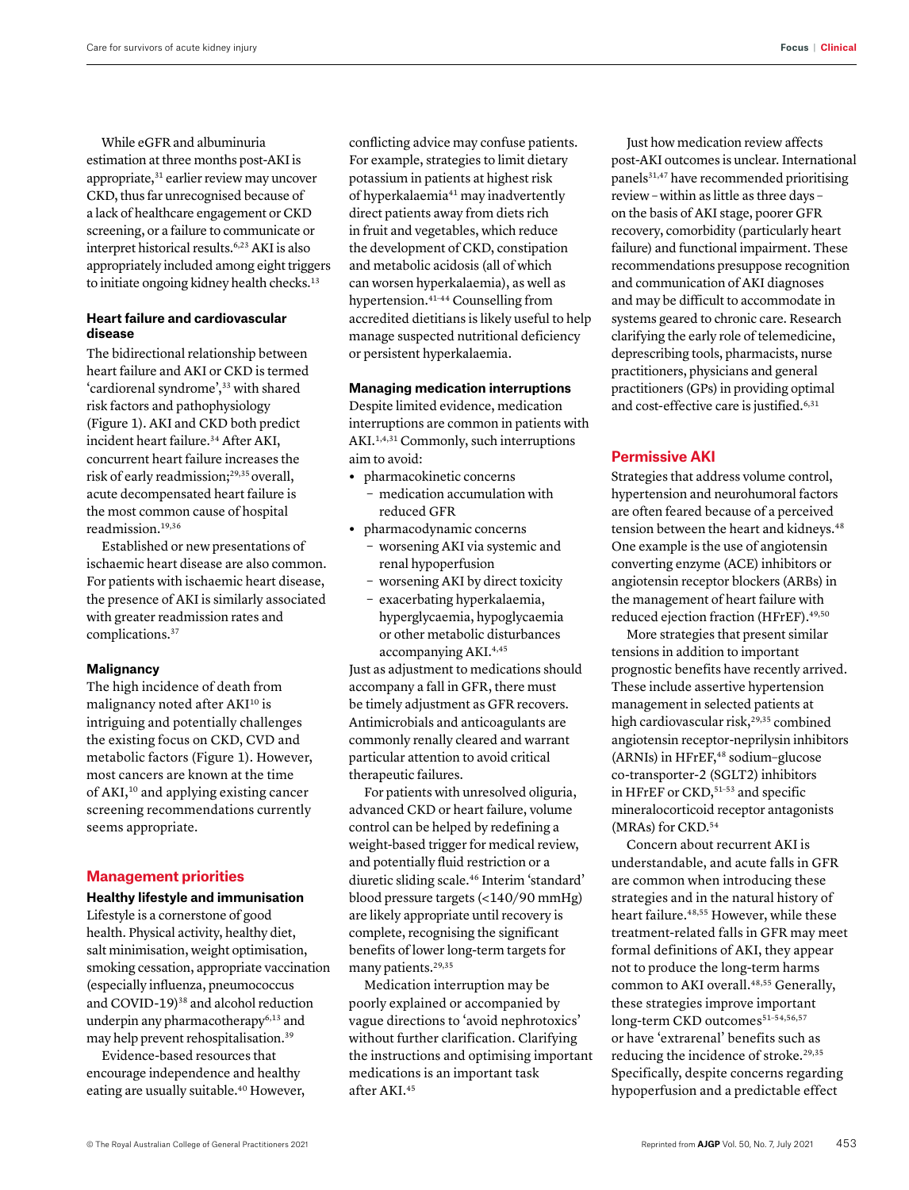While eGFR and albuminuria estimation at three months post-AKI is appropriate,[31] earlier review may uncover CKD, thus far unrecognised because of a lack of healthcare engagement or CKD screening, or a failure to communicate or interpret historical results.[6,23] AKI is also appropriately included among eight triggers to initiate ongoing kidney health checks.[13]

### Heart failure and cardiovascular disease

The bidirectional relationship between heart failure and AKI or CKD is termed 'cardiorenal syndrome',[33] with shared risk factors and pathophysiology (Figure 1). AKI and CKD both predict incident heart failure.[34] After AKI, concurrent heart failure increases the risk of early readmission;[29,35] overall, acute decompensated heart failure is the most common cause of hospital readmission.[19,36]

Established or new presentations of ischaemic heart disease are also common. For patients with ischaemic heart disease, the presence of AKI is similarly associated with greater readmission rates and complications.[37]

### Malignancy

The high incidence of death from malignancy noted after AKI[10] is intriguing and potentially challenges the existing focus on CKD, CVD and metabolic factors (Figure 1). However, most cancers are known at the time of AKI,[10] and applying existing cancer screening recommendations currently seems appropriate.

## Management priorities

### Healthy lifestyle and immunisation

Lifestyle is a cornerstone of good health. Physical activity, healthy diet, salt minimisation, weight optimisation, smoking cessation, appropriate vaccination (especially influenza, pneumococcus and COVID-19)[38] and alcohol reduction underpin any pharmacotherapy[6,13] and may help prevent rehospitalisation.[39]

Evidence-based resources that encourage independence and healthy eating are usually suitable.[40] However, conflicting advice may confuse patients. For example, strategies to limit dietary potassium in patients at highest risk of hyperkalaemia[41] may inadvertently direct patients away from diets rich in fruit and vegetables, which reduce the development of CKD, constipation and metabolic acidosis (all of which can worsen hyperkalaemia), as well as hypertension.[41–44] Counselling from accredited dietitians is likely useful to help manage suspected nutritional deficiency or persistent hyperkalaemia.

### Managing medication interruptions

Despite limited evidence, medication interruptions are common in patients with AKI.[1,4,31] Commonly, such interruptions aim to avoid:

- pharmacokinetic concerns
  - medication accumulation with reduced GFR
- pharmacodynamic concerns
  - worsening AKI via systemic and renal hypoperfusion
  - worsening AKI by direct toxicity
  - exacerbating hyperkalaemia, hyperglycaemia, hypoglycaemia or other metabolic disturbances accompanying AKI.[4,45]

Just as adjustment to medications should accompany a fall in GFR, there must be timely adjustment as GFR recovers. Antimicrobials and anticoagulants are commonly renally cleared and warrant particular attention to avoid critical therapeutic failures.

For patients with unresolved oliguria, advanced CKD or heart failure, volume control can be helped by redefining a weight-based trigger for medical review, and potentially fluid restriction or a diuretic sliding scale.[46] Interim 'standard' blood pressure targets (<140/90 mmHg) are likely appropriate until recovery is complete, recognising the significant benefits of lower long-term targets for many patients.[29,35]

Medication interruption may be poorly explained or accompanied by vague directions to 'avoid nephrotoxics' without further clarification. Clarifying the instructions and optimising important medications is an important task after AKI.[45]

Just how medication review affects post-AKI outcomes is unclear. International panels[31,47] have recommended prioritising review – within as little as three days – on the basis of AKI stage, poorer GFR recovery, comorbidity (particularly heart failure) and functional impairment. These recommendations presuppose recognition and communication of AKI diagnoses and may be difficult to accommodate in systems geared to chronic care. Research clarifying the early role of telemedicine, deprescribing tools, pharmacists, nurse practitioners, physicians and general practitioners (GPs) in providing optimal and cost-effective care is justified.[6,31]

## Permissive AKI

Strategies that address volume control, hypertension and neurohumoral factors are often feared because of a perceived tension between the heart and kidneys.[48] One example is the use of angiotensin converting enzyme (ACE) inhibitors or angiotensin receptor blockers (ARBs) in the management of heart failure with reduced ejection fraction (HFrEF).[49,50]

More strategies that present similar tensions in addition to important prognostic benefits have recently arrived. These include assertive hypertension management in selected patients at high cardiovascular risk,[29,35] combined angiotensin receptor-neprilysin inhibitors (ARNIs) in HFrEF,[48] sodium–glucose co-transporter-2 (SGLT2) inhibitors in HFrEF or CKD,[51–53] and specific mineralocorticoid receptor antagonists (MRAs) for CKD.[54]

Concern about recurrent AKI is understandable, and acute falls in GFR are common when introducing these strategies and in the natural history of heart failure.[48,55] However, while these treatment-related falls in GFR may meet formal definitions of AKI, they appear not to produce the long-term harms common to AKI overall.[48,55] Generally, these strategies improve important long-term CKD outcomes[51–54,56,57] or have 'extrarenal' benefits such as reducing the incidence of stroke.[29,35] Specifically, despite concerns regarding hypoperfusion and a predictable effect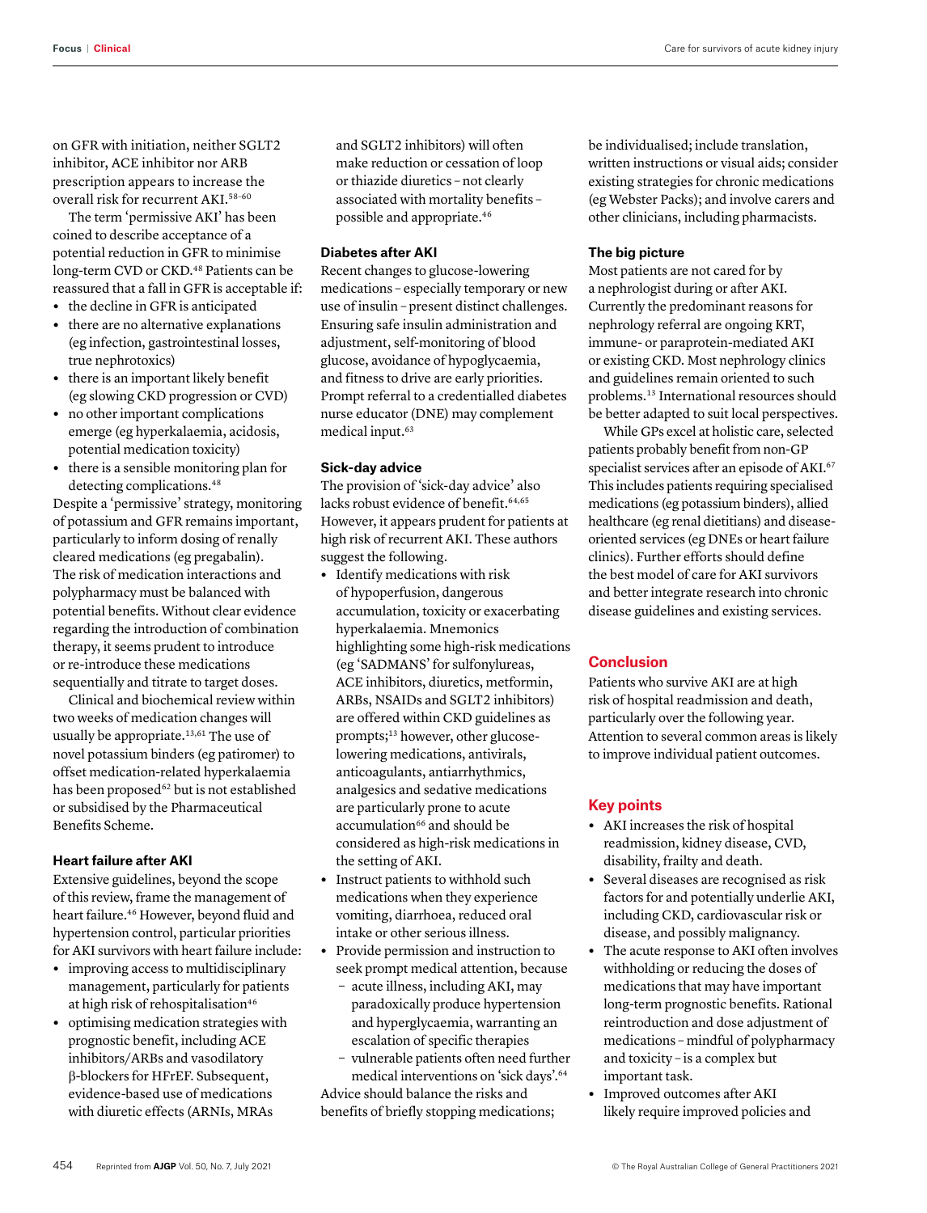on GFR with initiation, neither SGLT2 inhibitor, ACE inhibitor nor ARB prescription appears to increase the overall risk for recurrent AKI.[58–60]

The term 'permissive AKI' has been coined to describe acceptance of a potential reduction in GFR to minimise long-term CVD or CKD.[48] Patients can be reassured that a fall in GFR is acceptable if:

- the decline in GFR is anticipated
- there are no alternative explanations (eg infection, gastrointestinal losses, true nephrotoxics)
- there is an important likely benefit (eg slowing CKD progression or CVD)
- no other important complications emerge (eg hyperkalaemia, acidosis, potential medication toxicity)
- there is a sensible monitoring plan for detecting complications.[48]

Despite a 'permissive' strategy, monitoring of potassium and GFR remains important, particularly to inform dosing of renally cleared medications (eg pregabalin). The risk of medication interactions and polypharmacy must be balanced with potential benefits. Without clear evidence regarding the introduction of combination therapy, it seems prudent to introduce or re-introduce these medications sequentially and titrate to target doses.

Clinical and biochemical review within two weeks of medication changes will usually be appropriate.[13,61] The use of novel potassium binders (eg patiromer) to offset medication-related hyperkalaemia has been proposed[62] but is not established or subsidised by the Pharmaceutical Benefits Scheme.

### Heart failure after AKI

Extensive guidelines, beyond the scope of this review, frame the management of heart failure.[46] However, beyond fluid and hypertension control, particular priorities for AKI survivors with heart failure include:

- improving access to multidisciplinary management, particularly for patients at high risk of rehospitalisation[46]
- optimising medication strategies with prognostic benefit, including ACE inhibitors/ARBs and vasodilatory β-blockers for HFrEF. Subsequent, evidence-based use of medications with diuretic effects (ARNIs, MRAs and SGLT2 inhibitors) will often make reduction or cessation of loop or thiazide diuretics – not clearly associated with mortality benefits – possible and appropriate.[46]

### Diabetes after AKI

Recent changes to glucose-lowering medications – especially temporary or new use of insulin – present distinct challenges. Ensuring safe insulin administration and adjustment, self-monitoring of blood glucose, avoidance of hypoglycaemia, and fitness to drive are early priorities. Prompt referral to a credentialled diabetes nurse educator (DNE) may complement medical input.[63]

### Sick-day advice

The provision of 'sick-day advice' also lacks robust evidence of benefit.[64,65] However, it appears prudent for patients at high risk of recurrent AKI. These authors suggest the following.

- Identify medications with risk of hypoperfusion, dangerous accumulation, toxicity or exacerbating hyperkalaemia. Mnemonics highlighting some high-risk medications (eg 'SADMANS' for sulfonylureas, ACE inhibitors, diuretics, metformin, ARBs, NSAIDs and SGLT2 inhibitors) are offered within CKD guidelines as prompts;[13] however, other glucose-lowering medications, antivirals, anticoagulants, antiarrhythmics, analgesics and sedative medications are particularly prone to acute accumulation[66] and should be considered as high-risk medications in the setting of AKI.
- Instruct patients to withhold such medications when they experience vomiting, diarrhoea, reduced oral intake or other serious illness.
- Provide permission and instruction to seek prompt medical attention, because
  - acute illness, including AKI, may paradoxically produce hypertension and hyperglycaemia, warranting an escalation of specific therapies
  - vulnerable patients often need further medical interventions on 'sick days'.[64]

Advice should balance the risks and benefits of briefly stopping medications; be individualised; include translation, written instructions or visual aids; consider existing strategies for chronic medications (eg Webster Packs); and involve carers and other clinicians, including pharmacists.

### The big picture

Most patients are not cared for by a nephrologist during or after AKI. Currently the predominant reasons for nephrology referral are ongoing KRT, immune- or paraprotein-mediated AKI or existing CKD. Most nephrology clinics and guidelines remain oriented to such problems.[13] International resources should be better adapted to suit local perspectives.

While GPs excel at holistic care, selected patients probably benefit from non-GP specialist services after an episode of AKI.[67] This includes patients requiring specialised medications (eg potassium binders), allied healthcare (eg renal dietitians) and disease-oriented services (eg DNEs or heart failure clinics). Further efforts should define the best model of care for AKI survivors and better integrate research into chronic disease guidelines and existing services.

## Conclusion

Patients who survive AKI are at high risk of hospital readmission and death, particularly over the following year. Attention to several common areas is likely to improve individual patient outcomes.

## Key points

- AKI increases the risk of hospital readmission, kidney disease, CVD, disability, frailty and death.
- Several diseases are recognised as risk factors for and potentially underlie AKI, including CKD, cardiovascular risk or disease, and possibly malignancy.
- The acute response to AKI often involves withholding or reducing the doses of medications that may have important long-term prognostic benefits. Rational reintroduction and dose adjustment of medications – mindful of polypharmacy and toxicity – is a complex but important task.
- Improved outcomes after AKI likely require improved policies and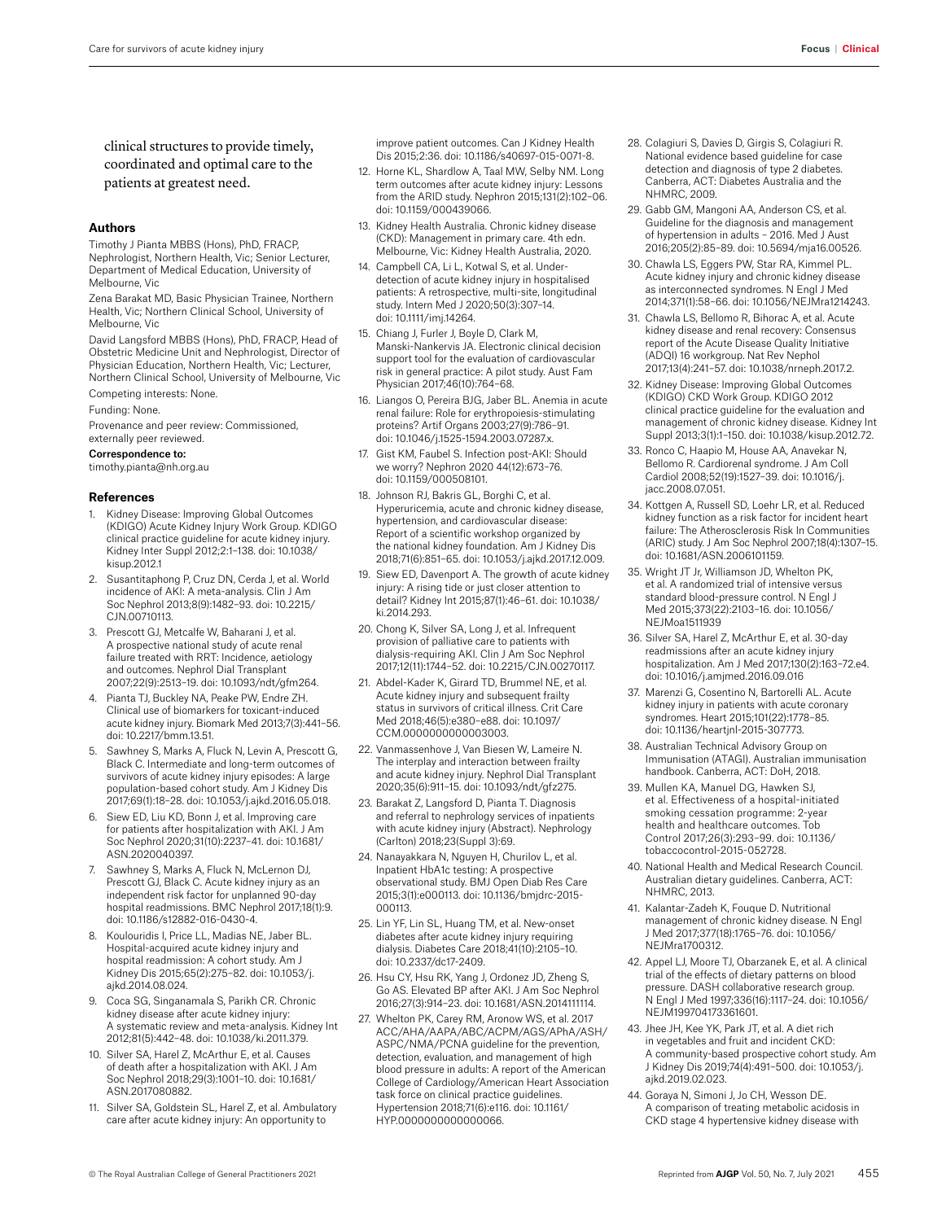clinical structures to provide timely, coordinated and optimal care to the patients at greatest need.

## Authors

Timothy J Pianta MBBS (Hons), PhD, FRACP, Nephrologist, Northern Health, Vic; Senior Lecturer, Department of Medical Education, University of Melbourne, Vic

Zena Barakat MD, Basic Physician Trainee, Northern Health, Vic; Northern Clinical School, University of Melbourne, Vic

David Langsford MBBS (Hons), PhD, FRACP, Head of Obstetric Medicine Unit and Nephrologist, Director of Physician Education, Northern Health, Vic; Lecturer, Northern Clinical School, University of Melbourne, Vic

Competing interests: None.

Funding: None.

Provenance and peer review: Commissioned, externally peer reviewed.

**Correspondence to:**

timothy.pianta@nh.org.au

## References

1. Kidney Disease: Improving Global Outcomes (KDIGO) Acute Kidney Injury Work Group. KDIGO clinical practice guideline for acute kidney injury. Kidney Inter Suppl 2012;2:1–138. doi: 10.1038/kisup.2012.1
2. Susantitaphong P, Cruz DN, Cerda J, et al. World incidence of AKI: A meta-analysis. Clin J Am Soc Nephrol 2013;8(9):1482–93. doi: 10.2215/CJN.00710113.
3. Prescott GJ, Metcalfe W, Baharani J, et al. A prospective national study of acute renal failure treated with RRT: Incidence, aetiology and outcomes. Nephrol Dial Transplant 2007;22(9):2513–19. doi: 10.1093/ndt/gfm264.
4. Pianta TJ, Buckley NA, Peake PW, Endre ZH. Clinical use of biomarkers for toxicant-induced acute kidney injury. Biomark Med 2013;7(3):441–56. doi: 10.2217/bmm.13.51.
5. Sawhney S, Marks A, Fluck N, Levin A, Prescott G, Black C. Intermediate and long-term outcomes of survivors of acute kidney injury episodes: A large population-based cohort study. Am J Kidney Dis 2017;69(1):18–28. doi: 10.1053/j.ajkd.2016.05.018.
6. Siew ED, Liu KD, Bonn J, et al. Improving care for patients after hospitalization with AKI. J Am Soc Nephrol 2020;31(10):2237–41. doi: 10.1681/ASN.2020040397.
7. Sawhney S, Marks A, Fluck N, McLernon DJ, Prescott GJ, Black C. Acute kidney injury as an independent risk factor for unplanned 90-day hospital readmissions. BMC Nephrol 2017;18(1):9. doi: 10.1186/s12882-016-0430-4.
8. Koulouridis I, Price LL, Madias NE, Jaber BL. Hospital-acquired acute kidney injury and hospital readmission: A cohort study. Am J Kidney Dis 2015;65(2):275–82. doi: 10.1053/j.ajkd.2014.08.024.
9. Coca SG, Singanamala S, Parikh CR. Chronic kidney disease after acute kidney injury: A systematic review and meta-analysis. Kidney Int 2012;81(5):442–48. doi: 10.1038/ki.2011.379.
10. Silver SA, Harel Z, McArthur E, et al. Causes of death after a hospitalization with AKI. J Am Soc Nephrol 2018;29(3):1001–10. doi: 10.1681/ASN.2017080882.
11. Silver SA, Goldstein SL, Harel Z, et al. Ambulatory care after acute kidney injury: An opportunity to improve patient outcomes. Can J Kidney Health Dis 2015;2:36. doi: 10.1186/s40697-015-0071-8.
12. Horne KL, Shardlow A, Taal MW, Selby NM. Long term outcomes after acute kidney injury: Lessons from the ARID study. Nephron 2015;131(2):102–06. doi: 10.1159/000439066.
13. Kidney Health Australia. Chronic kidney disease (CKD): Management in primary care. 4th edn. Melbourne, Vic: Kidney Health Australia, 2020.
14. Campbell CA, Li L, Kotwal S, et al. Under-detection of acute kidney injury in hospitalised patients: A retrospective, multi-site, longitudinal study. Intern Med J 2020;50(3):307–14. doi: 10.1111/imj.14264.
15. Chiang J, Furler J, Boyle D, Clark M, Manski-Nankervis JA. Electronic clinical decision support tool for the evaluation of cardiovascular risk in general practice: A pilot study. Aust Fam Physician 2017;46(10):764–68.
16. Liangos O, Pereira BJG, Jaber BL. Anemia in acute renal failure: Role for erythropoiesis-stimulating proteins? Artif Organs 2003;27(9):786–91. doi: 10.1046/j.1525-1594.2003.07287.x.
17. Gist KM, Faubel S. Infection post-AKI: Should we worry? Nephron 2020 44(12):673–76. doi: 10.1159/000508101.
18. Johnson RJ, Bakris GL, Borghi C, et al. Hyperuricemia, acute and chronic kidney disease, hypertension, and cardiovascular disease: Report of a scientific workshop organized by the national kidney foundation. Am J Kidney Dis 2018;71(6):851–65. doi: 10.1053/j.ajkd.2017.12.009.
19. Siew ED, Davenport A. The growth of acute kidney injury: A rising tide or just closer attention to detail? Kidney Int 2015;87(1):46–61. doi: 10.1038/ki.2014.293.
20. Chong K, Silver SA, Long J, et al. Infrequent provision of palliative care to patients with dialysis-requiring AKI. Clin J Am Soc Nephrol 2017;12(11):1744–52. doi: 10.2215/CJN.00270117.
21. Abdel-Kader K, Girard TD, Brummel NE, et al. Acute kidney injury and subsequent frailty status in survivors of critical illness. Crit Care Med 2018;46(5):e380–e88. doi: 10.1097/CCM.0000000000003003.
22. Vanmassenhove J, Van Biesen W, Lameire N. The interplay and interaction between frailty and acute kidney injury. Nephrol Dial Transplant 2020;35(6):911–15. doi: 10.1093/ndt/gfz275.
23. Barakat Z, Langsford D, Pianta T. Diagnosis and referral to nephrology services of inpatients with acute kidney injury (Abstract). Nephrology (Carlton) 2018;23(Suppl 3):69.
24. Nanayakkara N, Nguyen H, Churilov L, et al. Inpatient HbA1c testing: A prospective observational study. BMJ Open Diab Res Care 2015;3(1):e000113. doi: 10.1136/bmjdrc-2015-000113.
25. Lin YF, Lin SL, Huang TM, et al. New-onset diabetes after acute kidney injury requiring dialysis. Diabetes Care 2018;41(10):2105–10. doi: 10.2337/dc17-2409.
26. Hsu CY, Hsu RK, Yang J, Ordonez JD, Zheng S, Go AS. Elevated BP after AKI. J Am Soc Nephrol 2016;27(3):914–23. doi: 10.1681/ASN.2014111114.
27. Whelton PK, Carey RM, Aronow WS, et al. 2017 ACC/AHA/AAPA/ABC/ACPM/AGS/APhA/ASH/ASPC/NMA/PCNA guideline for the prevention, detection, evaluation, and management of high blood pressure in adults: A report of the American College of Cardiology/American Heart Association task force on clinical practice guidelines. Hypertension 2018;71(6):e116. doi: 10.1161/HYP.0000000000000066.
28. Colagiuri S, Davies D, Girgis S, Colagiuri R. National evidence based guideline for case detection and diagnosis of type 2 diabetes. Canberra, ACT: Diabetes Australia and the NHMRC, 2009.
29. Gabb GM, Mangoni AA, Anderson CS, et al. Guideline for the diagnosis and management of hypertension in adults – 2016. Med J Aust 2016;205(2):85–89. doi: 10.5694/mja16.00526.
30. Chawla LS, Eggers PW, Star RA, Kimmel PL. Acute kidney injury and chronic kidney disease as interconnected syndromes. N Engl J Med 2014;371(1):58–66. doi: 10.1056/NEJMra1214243.
31. Chawla LS, Bellomo R, Bihorac A, et al. Acute kidney disease and renal recovery: Consensus report of the Acute Disease Quality Initiative (ADQI) 16 workgroup. Nat Rev Nephol 2017;13(4):241–57. doi: 10.1038/nrneph.2017.2.
32. Kidney Disease: Improving Global Outcomes (KDIGO) CKD Work Group. KDIGO 2012 clinical practice guideline for the evaluation and management of chronic kidney disease. Kidney Int Suppl 2013;3(1):1–150. doi: 10.1038/kisup.2012.72.
33. Ronco C, Haapio M, House AA, Anavekar N, Bellomo R. Cardiorenal syndrome. J Am Coll Cardiol 2008;52(19):1527–39. doi: 10.1016/j.jacc.2008.07.051.
34. Kottgen A, Russell SD, Loehr LR, et al. Reduced kidney function as a risk factor for incident heart failure: The Atherosclerosis Risk In Communities (ARIC) study. J Am Soc Nephrol 2007;18(4):1307–15. doi: 10.1681/ASN.2006101159.
35. Wright JT Jr, Williamson JD, Whelton PK, et al. A randomized trial of intensive versus standard blood-pressure control. N Engl J Med 2015;373(22):2103–16. doi: 10.1056/NEJMoa1511939
36. Silver SA, Harel Z, McArthur E, et al. 30-day readmissions after an acute kidney injury hospitalization. Am J Med 2017;130(2):163–72.e4. doi: 10.1016/j.amjmed.2016.09.016
37. Marenzi G, Cosentino N, Bartorelli AL. Acute kidney injury in patients with acute coronary syndromes. Heart 2015;101(22):1778–85. doi: 10.1136/heartjnl-2015-307773.
38. Australian Technical Advisory Group on Immunisation (ATAGI). Australian immunisation handbook. Canberra, ACT: DoH, 2018.
39. Mullen KA, Manuel DG, Hawken SJ, et al. Effectiveness of a hospital-initiated smoking cessation programme: 2-year health and healthcare outcomes. Tob Control 2017;26(3):293–99. doi: 10.1136/tobaccocontrol-2015-052728.
40. National Health and Medical Research Council. Australian dietary guidelines. Canberra, ACT: NHMRC, 2013.
41. Kalantar-Zadeh K, Fouque D. Nutritional management of chronic kidney disease. N Engl J Med 2017;377(18):1765–76. doi: 10.1056/NEJMra1700312.
42. Appel LJ, Moore TJ, Obarzanek E, et al. A clinical trial of the effects of dietary patterns on blood pressure. DASH collaborative research group. N Engl J Med 1997;336(16):1117–24. doi: 10.1056/NEJM199704173361601.
43. Jhee JH, Kee YK, Park JT, et al. A diet rich in vegetables and fruit and incident CKD: A community-based prospective cohort study. Am J Kidney Dis 2019;74(4):491–500. doi: 10.1053/j.ajkd.2019.02.023.
44. Goraya N, Simoni J, Jo CH, Wesson DE. A comparison of treating metabolic acidosis in CKD stage 4 hypertensive kidney disease with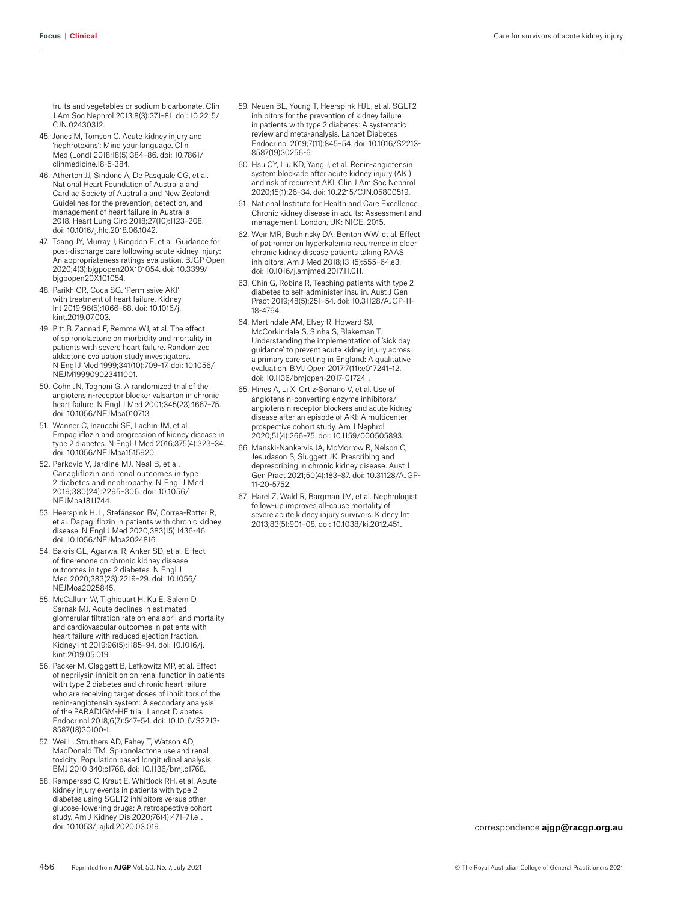fruits and vegetables or sodium bicarbonate. Clin J Am Soc Nephrol 2013;8(3):371–81. doi: 10.2215/CJN.02430312.

45. Jones M, Tomson C. Acute kidney injury and 'nephrotoxins': Mind your language. Clin Med (Lond) 2018;18(5):384–86. doi: 10.7861/clinmedicine.18-5-384.
46. Atherton JJ, Sindone A, De Pasquale CG, et al. National Heart Foundation of Australia and Cardiac Society of Australia and New Zealand: Guidelines for the prevention, detection, and management of heart failure in Australia 2018. Heart Lung Circ 2018;27(10):1123–208. doi: 10.1016/j.hlc.2018.06.1042.
47. Tsang JY, Murray J, Kingdon E, et al. Guidance for post-discharge care following acute kidney injury: An appropriateness ratings evaluation. BJGP Open 2020;4(3):bjgpopen20X101054. doi: 10.3399/bjgpopen20X101054.
48. Parikh CR, Coca SG. 'Permissive AKI' with treatment of heart failure. Kidney Int 2019;96(5):1066–68. doi: 10.1016/j.kint.2019.07.003.
49. Pitt B, Zannad F, Remme WJ, et al. The effect of spironolactone on morbidity and mortality in patients with severe heart failure. Randomized aldactone evaluation study investigators. N Engl J Med 1999;341(10):709–17. doi: 10.1056/NEJM199909023411001.
50. Cohn JN, Tognoni G. A randomized trial of the angiotensin-receptor blocker valsartan in chronic heart failure. N Engl J Med 2001;345(23):1667–75. doi: 10.1056/NEJMoa010713.
51. Wanner C, Inzucchi SE, Lachin JM, et al. Empagliflozin and progression of kidney disease in type 2 diabetes. N Engl J Med 2016;375(4):323–34. doi: 10.1056/NEJMoa1515920.
52. Perkovic V, Jardine MJ, Neal B, et al. Canagliflozin and renal outcomes in type 2 diabetes and nephropathy. N Engl J Med 2019;380(24):2295–306. doi: 10.1056/NEJMoa1811744.
53. Heerspink HJL, Stefánsson BV, Correa-Rotter R, et al. Dapagliflozin in patients with chronic kidney disease. N Engl J Med 2020;383(15):1436–46. doi: 10.1056/NEJMoa2024816.
54. Bakris GL, Agarwal R, Anker SD, et al. Effect of finerenone on chronic kidney disease outcomes in type 2 diabetes. N Engl J Med 2020;383(23):2219–29. doi: 10.1056/NEJMoa2025845.
55. McCallum W, Tighiouart H, Ku E, Salem D, Sarnak MJ. Acute declines in estimated glomerular filtration rate on enalapril and mortality and cardiovascular outcomes in patients with heart failure with reduced ejection fraction. Kidney Int 2019;96(5):1185–94. doi: 10.1016/j.kint.2019.05.019.
56. Packer M, Claggett B, Lefkowitz MP, et al. Effect of neprilysin inhibition on renal function in patients with type 2 diabetes and chronic heart failure who are receiving target doses of inhibitors of the renin-angiotensin system: A secondary analysis of the PARADIGM-HF trial. Lancet Diabetes Endocrinol 2018;6(7):547–54. doi: 10.1016/S2213-8587(18)30100-1.
57. Wei L, Struthers AD, Fahey T, Watson AD, MacDonald TM. Spironolactone use and renal toxicity: Population based longitudinal analysis. BMJ 2010 340:c1768. doi: 10.1136/bmj.c1768.
58. Rampersad C, Kraut E, Whitlock RH, et al. Acute kidney injury events in patients with type 2 diabetes using SGLT2 inhibitors versus other glucose-lowering drugs: A retrospective cohort study. Am J Kidney Dis 2020;76(4):471–71.e1. doi: 10.1053/j.ajkd.2020.03.019.
59. Neuen BL, Young T, Heerspink HJL, et al. SGLT2 inhibitors for the prevention of kidney failure in patients with type 2 diabetes: A systematic review and meta-analysis. Lancet Diabetes Endocrinol 2019;7(11):845–54. doi: 10.1016/S2213-8587(19)30256-6.
60. Hsu CY, Liu KD, Yang J, et al. Renin-angiotensin system blockade after acute kidney injury (AKI) and risk of recurrent AKI. Clin J Am Soc Nephrol 2020;15(1):26–34. doi: 10.2215/CJN.05800519.
61. National Institute for Health and Care Excellence. Chronic kidney disease in adults: Assessment and management. London, UK: NICE, 2015.
62. Weir MR, Bushinsky DA, Benton WW, et al. Effect of patiromer on hyperkalemia recurrence in older chronic kidney disease patients taking RAAS inhibitors. Am J Med 2018;131(5):555–64.e3. doi: 10.1016/j.amjmed.2017.11.011.
63. Chin G, Robins R, Teaching patients with type 2 diabetes to self-administer insulin. Aust J Gen Pract 2019;48(5):251–54. doi: 10.31128/AJGP-11-18-4764.
64. Martindale AM, Elvey R, Howard SJ, McCorkindale S, Sinha S, Blakeman T. Understanding the implementation of 'sick day guidance' to prevent acute kidney injury across a primary care setting in England: A qualitative evaluation. BMJ Open 2017;7(11):e017241–12. doi: 10.1136/bmjopen-2017-017241.
65. Hines A, Li X, Ortiz-Soriano V, et al. Use of angiotensin-converting enzyme inhibitors/angiotensin receptor blockers and acute kidney disease after an episode of AKI: A multicenter prospective cohort study. Am J Nephrol 2020;51(4):266–75. doi: 10.1159/000505893.
66. Manski-Nankervis JA, McMorrow R, Nelson C, Jesudason S, Sluggett JK. Prescribing and deprescribing in chronic kidney disease. Aust J Gen Pract 2021;50(4):183–87. doi: 10.31128/AJGP-11-20-5752.
67. Harel Z, Wald R, Bargman JM, et al. Nephrologist follow-up improves all-cause mortality of severe acute kidney injury survivors. Kidney Int 2013;83(5):901–08. doi: 10.1038/ki.2012.451.

correspondence **ajgp@racgp.org.au**